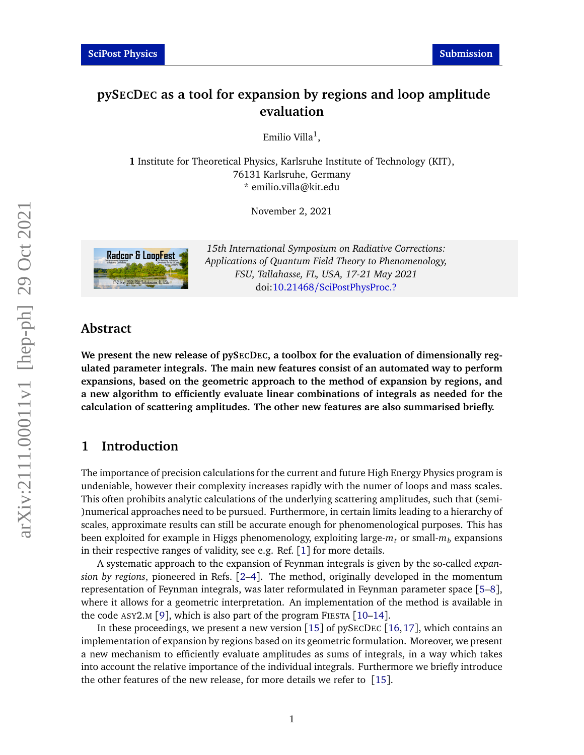# pySecDec as a tool for expansion by regions and loop amplitude evaluation

Emilio Villa[1],

**1** Institute for Theoretical Physics, Karlsruhe Institute of Technology (KIT), 76131 Karlsruhe, Germany
* emilio.villa@kit.edu

November 2, 2021

*15th International Symposium on Radiative Corrections: Applications of Quantum Field Theory to Phenomenology, FSU, Tallahasse, FL, USA, 17-21 May 2021*
doi:10.21468/SciPostPhysProc.?

## Abstract

**We present the new release of pySecDec, a toolbox for the evaluation of dimensionally regulated parameter integrals. The main new features consist of an automated way to perform expansions, based on the geometric approach to the method of expansion by regions, and a new algorithm to efficiently evaluate linear combinations of integrals as needed for the calculation of scattering amplitudes. The other new features are also summarised briefly.**

## 1 Introduction

The importance of precision calculations for the current and future High Energy Physics program is undeniable, however their complexity increases rapidly with the numer of loops and mass scales. This often prohibits analytic calculations of the underlying scattering amplitudes, such that (semi-)numerical approaches need to be pursued. Furthermore, in certain limits leading to a hierarchy of scales, approximate results can still be accurate enough for phenomenological purposes. This has been exploited for example in Higgs phenomenology, exploiting large-$m_t$ or small-$m_b$ expansions in their respective ranges of validity, see e.g. Ref. [1] for more details.

A systematic approach to the expansion of Feynman integrals is given by the so-called *expansion by regions*, pioneered in Refs. [2–4]. The method, originally developed in the momentum representation of Feynman integrals, was later reformulated in Feynman parameter space [5–8], where it allows for a geometric interpretation. An implementation of the method is available in the code asy2.m [9], which is also part of the program Fiesta [10–14].

In these proceedings, we present a new version [15] of pySecDec [16,17], which contains an implementation of expansion by regions based on its geometric formulation. Moreover, we present a new mechanism to efficiently evaluate amplitudes as sums of integrals, in a way which takes into account the relative importance of the individual integrals. Furthermore we briefly introduce the other features of the new release, for more details we refer to [15].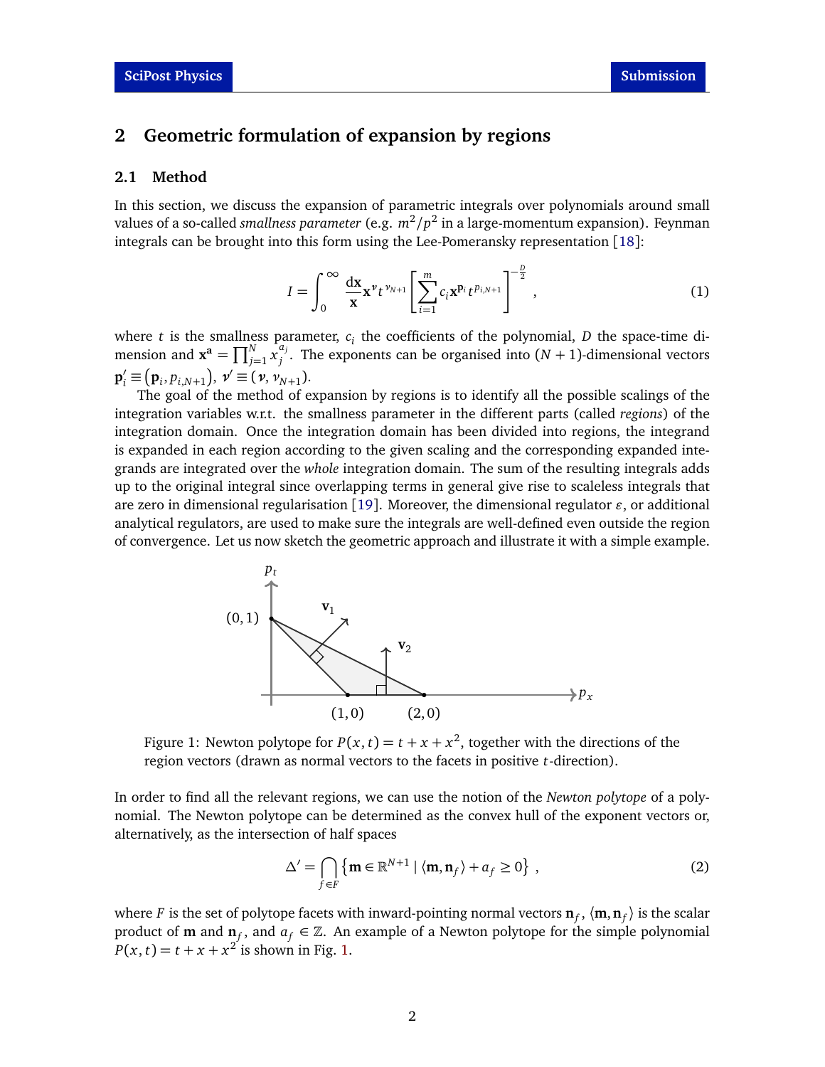## 2 Geometric formulation of expansion by regions

### 2.1 Method

In this section, we discuss the expansion of parametric integrals over polynomials around small values of a so-called *smallness parameter* (e.g. $m^2/p^2$ in a large-momentum expansion). Feynman integrals can be brought into this form using the Lee-Pomeransky representation [18]:

$$I = \int_0^\infty \frac{\mathrm{d}\mathbf{x}}{\mathbf{x}} \mathbf{x}^{\boldsymbol{\nu}} t^{\nu_{N+1}} \left[ \sum_{i=1}^{m} c_i \mathbf{x}^{\mathbf{p}_i} t^{p_{i,N+1}} \right]^{-\frac{D}{2}}, \tag{1}$$

where $t$ is the smallness parameter, $c_i$ the coefficients of the polynomial, $D$ the space-time dimension and $\mathbf{x}^{\mathbf{a}} = \prod_{j=1}^{N} x_j^{a_j}$. The exponents can be organised into $(N+1)$-dimensional vectors $\mathbf{p}'_i \equiv (\mathbf{p}_i, p_{i,N+1})$, $\boldsymbol{\nu}' \equiv (\boldsymbol{\nu}, \nu_{N+1})$.

The goal of the method of expansion by regions is to identify all the possible scalings of the integration variables w.r.t. the smallness parameter in the different parts (called *regions*) of the integration domain. Once the integration domain has been divided into regions, the integrand is expanded in each region according to the given scaling and the corresponding expanded integrands are integrated over the *whole* integration domain. The sum of the resulting integrals adds up to the original integral since overlapping terms in general give rise to scaleless integrals that are zero in dimensional regularisation [19]. Moreover, the dimensional regulator $\varepsilon$, or additional analytical regulators, are used to make sure the integrals are well-defined even outside the region of convergence. Let us now sketch the geometric approach and illustrate it with a simple example.

Figure 1: Newton polytope for $P(x,t) = t + x + x^2$, together with the directions of the region vectors (drawn as normal vectors to the facets in positive $t$-direction).

In order to find all the relevant regions, we can use the notion of the *Newton polytope* of a polynomial. The Newton polytope can be determined as the convex hull of the exponent vectors or, alternatively, as the intersection of half spaces

$$\Delta' = \bigcap_{f \in F} \left\{ \mathbf{m} \in \mathbb{R}^{N+1} \mid \langle \mathbf{m}, \mathbf{n}_f \rangle + a_f \geq 0 \right\}, \tag{2}$$

where $F$ is the set of polytope facets with inward-pointing normal vectors $\mathbf{n}_f$, $\langle \mathbf{m}, \mathbf{n}_f \rangle$ is the scalar product of $\mathbf{m}$ and $\mathbf{n}_f$, and $a_f \in \mathbb{Z}$. An example of a Newton polytope for the simple polynomial $P(x,t) = t + x + x^2$ is shown in Fig. 1.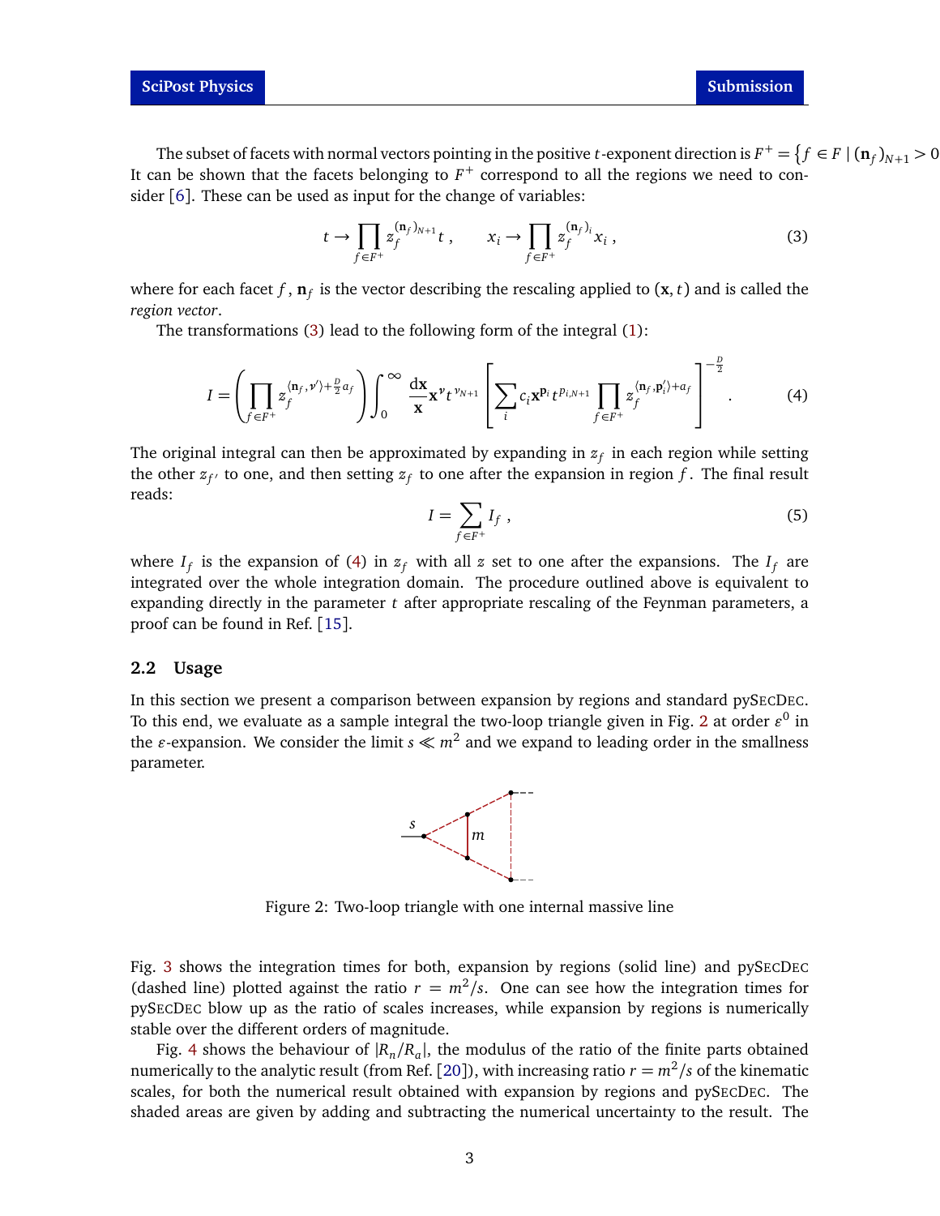The subset of facets with normal vectors pointing in the positive $t$-exponent direction is $F^+ = \{f \in F \mid (\mathbf{n}_f)_{N+1} > 0$ It can be shown that the facets belonging to $F^+$ correspond to all the regions we need to consider [6]. These can be used as input for the change of variables:

$$t \to \prod_{f \in F^+} z_f^{(\mathbf{n}_f)_{N+1}} t \,, \qquad x_i \to \prod_{f \in F^+} z_f^{(\mathbf{n}_f)_i} x_i \,, \tag{3}$$

where for each facet $f$, $\mathbf{n}_f$ is the vector describing the rescaling applied to $(\mathbf{x}, t)$ and is called the *region vector*.

The transformations (3) lead to the following form of the integral (1):

$$I = \left( \prod_{f \in F^+} z_f^{\langle \mathbf{n}_f, \boldsymbol{\nu}' \rangle + \frac{D}{2} a_f} \right) \int_0^\infty \frac{\mathrm{d}\mathbf{x}}{\mathbf{x}} \mathbf{x}^{\boldsymbol{\nu}} t^{\nu_{N+1}} \left[ \sum_i c_i \mathbf{x}^{\mathbf{p}_i} t^{p_{i,N+1}} \prod_{f \in F^+} z_f^{\langle \mathbf{n}_f, \mathbf{p}_i' \rangle + a_f} \right]^{-\frac{D}{2}} . \tag{4}$$

The original integral can then be approximated by expanding in $z_f$ in each region while setting the other $z_{f'}$ to one, and then setting $z_f$ to one after the expansion in region $f$. The final result reads:

$$I = \sum_{f \in F^+} I_f \,, \tag{5}$$

where $I_f$ is the expansion of (4) in $z_f$ with all $z$ set to one after the expansions. The $I_f$ are integrated over the whole integration domain. The procedure outlined above is equivalent to expanding directly in the parameter $t$ after appropriate rescaling of the Feynman parameters, a proof can be found in Ref. [15].

## 2.2 Usage

In this section we present a comparison between expansion by regions and standard pySecDec. To this end, we evaluate as a sample integral the two-loop triangle given in Fig. 2 at order $\varepsilon^0$ in the $\varepsilon$-expansion. We consider the limit $s \ll m^2$ and we expand to leading order in the smallness parameter.

Figure 2: Two-loop triangle with one internal massive line

Fig. 3 shows the integration times for both, expansion by regions (solid line) and pySecDec (dashed line) plotted against the ratio $r = m^2/s$. One can see how the integration times for pySecDec blow up as the ratio of scales increases, while expansion by regions is numerically stable over the different orders of magnitude.

Fig. 4 shows the behaviour of $|R_n/R_a|$, the modulus of the ratio of the finite parts obtained numerically to the analytic result (from Ref. [20]), with increasing ratio $r = m^2/s$ of the kinematic scales, for both the numerical result obtained with expansion by regions and pySecDec. The shaded areas are given by adding and subtracting the numerical uncertainty to the result. The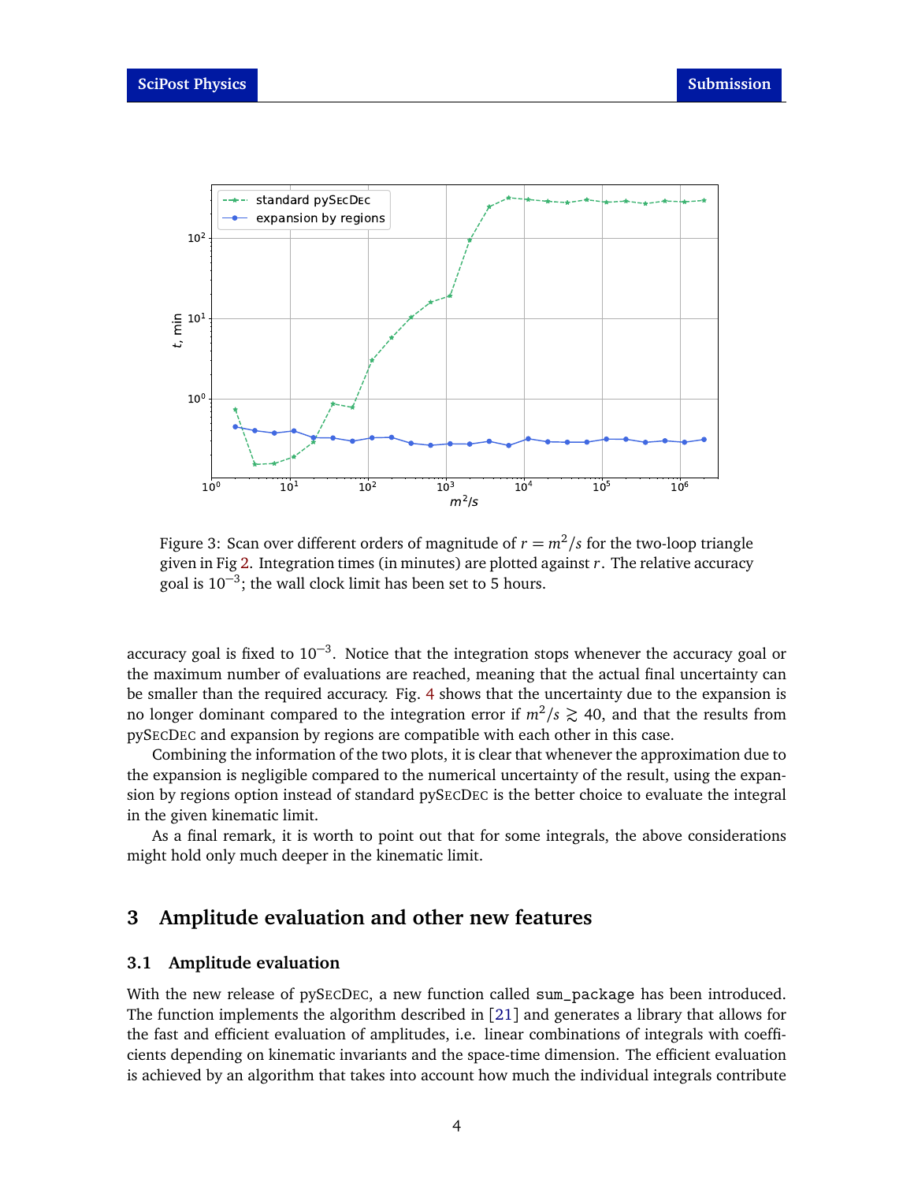Figure 3: Scan over different orders of magnitude of $r = m^2/s$ for the two-loop triangle given in Fig 2. Integration times (in minutes) are plotted against $r$. The relative accuracy goal is $10^{-3}$; the wall clock limit has been set to 5 hours.

accuracy goal is fixed to $10^{-3}$. Notice that the integration stops whenever the accuracy goal or the maximum number of evaluations are reached, meaning that the actual final uncertainty can be smaller than the required accuracy. Fig. 4 shows that the uncertainty due to the expansion is no longer dominant compared to the integration error if $m^2/s \gtrsim 40$, and that the results from pySecDec and expansion by regions are compatible with each other in this case.

Combining the information of the two plots, it is clear that whenever the approximation due to the expansion is negligible compared to the numerical uncertainty of the result, using the expansion by regions option instead of standard pySecDec is the better choice to evaluate the integral in the given kinematic limit.

As a final remark, it is worth to point out that for some integrals, the above considerations might hold only much deeper in the kinematic limit.

## 3 Amplitude evaluation and other new features

### 3.1 Amplitude evaluation

With the new release of pySecDec, a new function called `sum_package` has been introduced. The function implements the algorithm described in [21] and generates a library that allows for the fast and efficient evaluation of amplitudes, i.e. linear combinations of integrals with coefficients depending on kinematic invariants and the space-time dimension. The efficient evaluation is achieved by an algorithm that takes into account how much the individual integrals contribute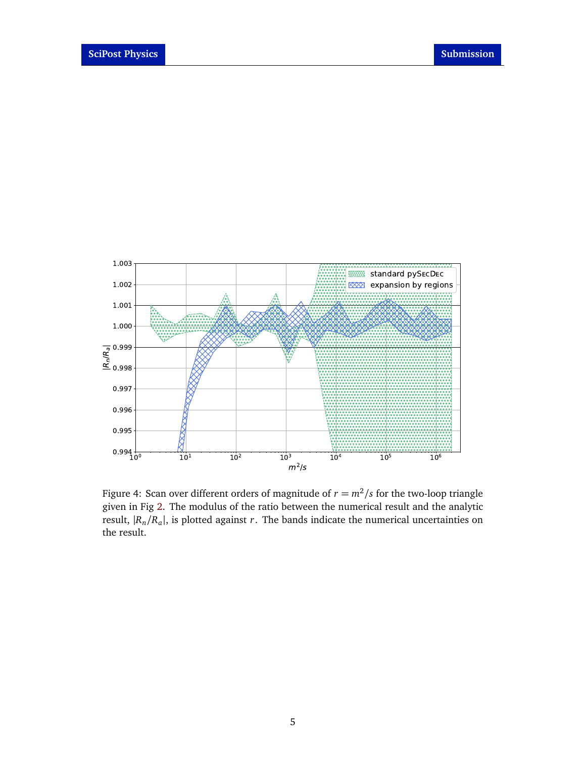Figure 4: Scan over different orders of magnitude of $r = m^2/s$ for the two-loop triangle given in Fig 2. The modulus of the ratio between the numerical result and the analytic result, $|R_n/R_a|$, is plotted against $r$. The bands indicate the numerical uncertainties on the result.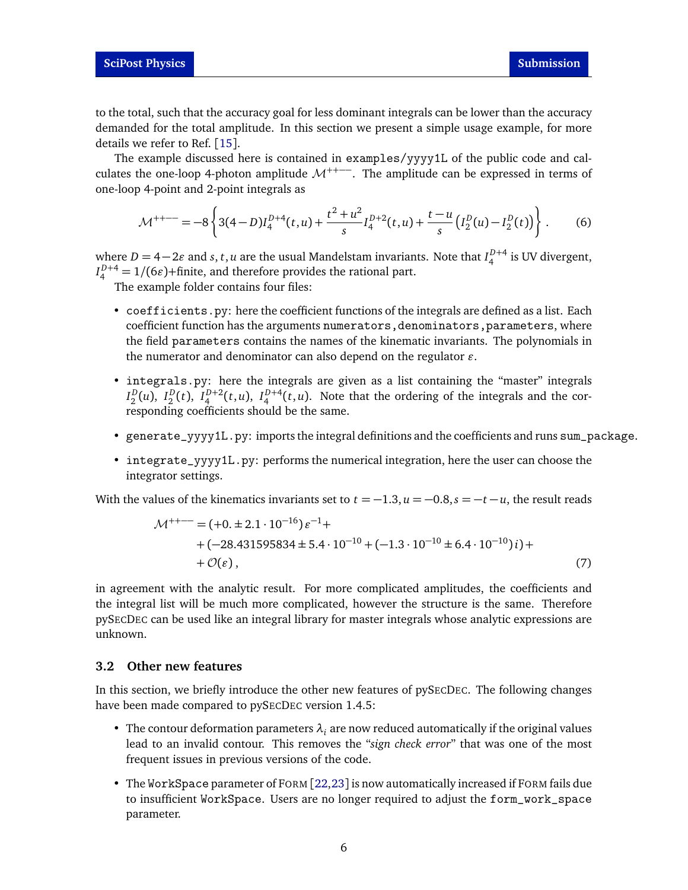to the total, such that the accuracy goal for less dominant integrals can be lower than the accuracy demanded for the total amplitude. In this section we present a simple usage example, for more details we refer to Ref. [15].

The example discussed here is contained in `examples/yyyy1L` of the public code and calculates the one-loop 4-photon amplitude $\mathcal{M}^{++--}$. The amplitude can be expressed in terms of one-loop 4-point and 2-point integrals as

$$\mathcal{M}^{++--} = -8\left\{3(4-D)I_4^{D+4}(t,u) + \frac{t^2+u^2}{s}I_4^{D+2}(t,u) + \frac{t-u}{s}\left(I_2^D(u) - I_2^D(t)\right)\right\}. \tag{6}$$

where $D = 4-2\varepsilon$ and $s,t,u$ are the usual Mandelstam invariants. Note that $I_4^{D+4}$ is UV divergent, $I_4^{D+4} = 1/(6\varepsilon)$+finite, and therefore provides the rational part.

The example folder contains four files:

- `coefficients.py`: here the coefficient functions of the integrals are defined as a list. Each coefficient function has the arguments `numerators,denominators,parameters`, where the field `parameters` contains the names of the kinematic invariants. The polynomials in the numerator and denominator can also depend on the regulator $\varepsilon$.
- `integrals.py`: here the integrals are given as a list containing the "master" integrals $I_2^D(u)$, $I_2^D(t)$, $I_4^{D+2}(t,u)$, $I_4^{D+4}(t,u)$. Note that the ordering of the integrals and the corresponding coefficients should be the same.
- `generate_yyyy1L.py`: imports the integral definitions and the coefficients and runs `sum_package`.
- `integrate_yyyy1L.py`: performs the numerical integration, here the user can choose the integrator settings.

With the values of the kinematics invariants set to $t = -1.3, u = -0.8, s = -t-u$, the result reads

$$\begin{aligned}\mathcal{M}^{++--} = &(+0. \pm 2.1\cdot 10^{-16})\,\varepsilon^{-1} + \\ &+ (-28.431595834 \pm 5.4\cdot 10^{-10} + (-1.3\cdot 10^{-10} \pm 6.4\cdot 10^{-10})\,i) + \\ &+ \mathcal{O}(\varepsilon)\,,\end{aligned} \tag{7}$$

in agreement with the analytic result. For more complicated amplitudes, the coefficients and the integral list will be much more complicated, however the structure is the same. Therefore pySecDec can be used like an integral library for master integrals whose analytic expressions are unknown.

### 3.2 Other new features

In this section, we briefly introduce the other new features of pySecDec. The following changes have been made compared to pySecDec version 1.4.5:

- The contour deformation parameters $\lambda_i$ are now reduced automatically if the original values lead to an invalid contour. This removes the "*sign check error*" that was one of the most frequent issues in previous versions of the code.
- The `WorkSpace` parameter of Form [22,23] is now automatically increased if Form fails due to insufficient `WorkSpace`. Users are no longer required to adjust the `form_work_space` parameter.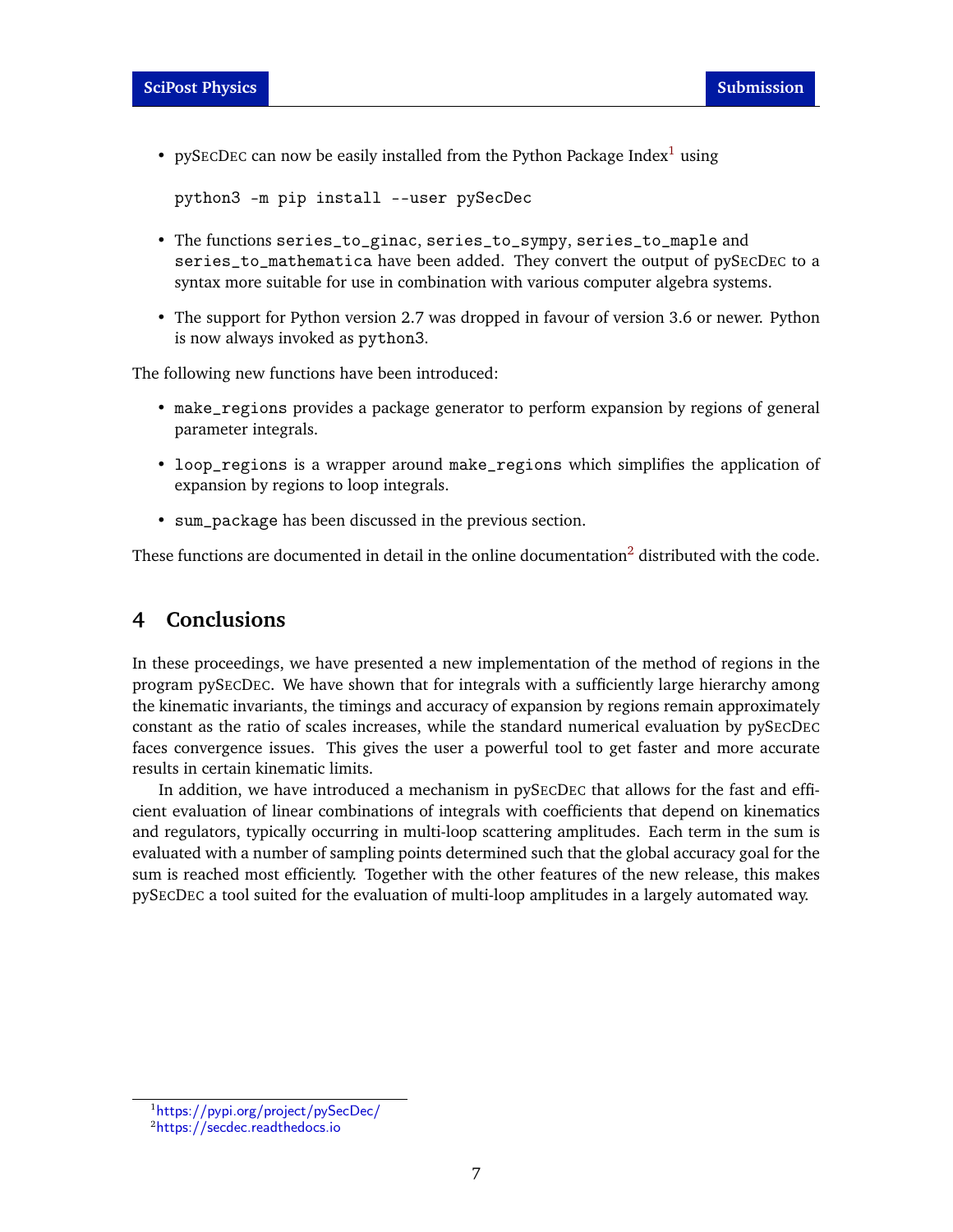- pySecDec can now be easily installed from the Python Package Index[1] using

```
python3 -m pip install --user pySecDec
```

- The functions `series_to_ginac`, `series_to_sympy`, `series_to_maple` and `series_to_mathematica` have been added. They convert the output of pySecDec to a syntax more suitable for use in combination with various computer algebra systems.
- The support for Python version 2.7 was dropped in favour of version 3.6 or newer. Python is now always invoked as `python3`.

The following new functions have been introduced:

- `make_regions` provides a package generator to perform expansion by regions of general parameter integrals.
- `loop_regions` is a wrapper around `make_regions` which simplifies the application of expansion by regions to loop integrals.
- `sum_package` has been discussed in the previous section.

These functions are documented in detail in the online documentation[2] distributed with the code.

## 4 Conclusions

In these proceedings, we have presented a new implementation of the method of regions in the program pySecDec. We have shown that for integrals with a sufficiently large hierarchy among the kinematic invariants, the timings and accuracy of expansion by regions remain approximately constant as the ratio of scales increases, while the standard numerical evaluation by pySecDec faces convergence issues. This gives the user a powerful tool to get faster and more accurate results in certain kinematic limits.

In addition, we have introduced a mechanism in pySecDec that allows for the fast and efficient evaluation of linear combinations of integrals with coefficients that depend on kinematics and regulators, typically occurring in multi-loop scattering amplitudes. Each term in the sum is evaluated with a number of sampling points determined such that the global accuracy goal for the sum is reached most efficiently. Together with the other features of the new release, this makes pySecDec a tool suited for the evaluation of multi-loop amplitudes in a largely automated way.

[1] https://pypi.org/project/pySecDec/

[2] https://secdec.readthedocs.io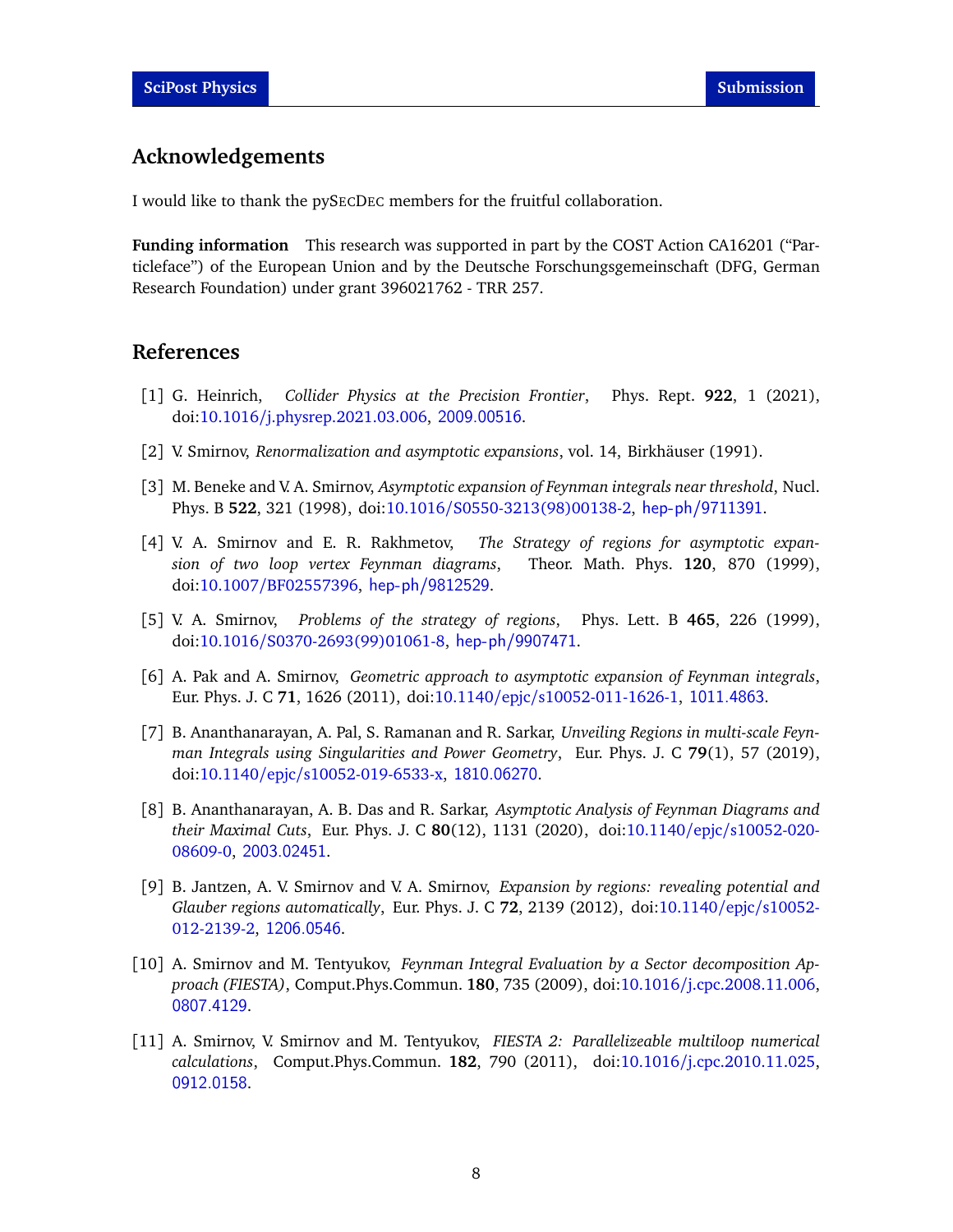## Acknowledgements

I would like to thank the pySecDec members for the fruitful collaboration.

**Funding information** This research was supported in part by the COST Action CA16201 ("Particleface") of the European Union and by the Deutsche Forschungsgemeinschaft (DFG, German Research Foundation) under grant 396021762 - TRR 257.

## References

[1] G. Heinrich, *Collider Physics at the Precision Frontier*, Phys. Rept. **922**, 1 (2021), doi:10.1016/j.physrep.2021.03.006, 2009.00516.

[2] V. Smirnov, *Renormalization and asymptotic expansions*, vol. 14, Birkhäuser (1991).

[3] M. Beneke and V. A. Smirnov, *Asymptotic expansion of Feynman integrals near threshold*, Nucl. Phys. B **522**, 321 (1998), doi:10.1016/S0550-3213(98)00138-2, hep-ph/9711391.

[4] V. A. Smirnov and E. R. Rakhmetov, *The Strategy of regions for asymptotic expansion of two loop vertex Feynman diagrams*, Theor. Math. Phys. **120**, 870 (1999), doi:10.1007/BF02557396, hep-ph/9812529.

[5] V. A. Smirnov, *Problems of the strategy of regions*, Phys. Lett. B **465**, 226 (1999), doi:10.1016/S0370-2693(99)01061-8, hep-ph/9907471.

[6] A. Pak and A. Smirnov, *Geometric approach to asymptotic expansion of Feynman integrals*, Eur. Phys. J. C **71**, 1626 (2011), doi:10.1140/epjc/s10052-011-1626-1, 1011.4863.

[7] B. Ananthanarayan, A. Pal, S. Ramanan and R. Sarkar, *Unveiling Regions in multi-scale Feynman Integrals using Singularities and Power Geometry*, Eur. Phys. J. C **79**(1), 57 (2019), doi:10.1140/epjc/s10052-019-6533-x, 1810.06270.

[8] B. Ananthanarayan, A. B. Das and R. Sarkar, *Asymptotic Analysis of Feynman Diagrams and their Maximal Cuts*, Eur. Phys. J. C **80**(12), 1131 (2020), doi:10.1140/epjc/s10052-020-08609-0, 2003.02451.

[9] B. Jantzen, A. V. Smirnov and V. A. Smirnov, *Expansion by regions: revealing potential and Glauber regions automatically*, Eur. Phys. J. C **72**, 2139 (2012), doi:10.1140/epjc/s10052-012-2139-2, 1206.0546.

[10] A. Smirnov and M. Tentyukov, *Feynman Integral Evaluation by a Sector decomposition Approach (FIESTA)*, Comput.Phys.Commun. **180**, 735 (2009), doi:10.1016/j.cpc.2008.11.006, 0807.4129.

[11] A. Smirnov, V. Smirnov and M. Tentyukov, *FIESTA 2: Parallelizeable multiloop numerical calculations*, Comput.Phys.Commun. **182**, 790 (2011), doi:10.1016/j.cpc.2010.11.025, 0912.0158.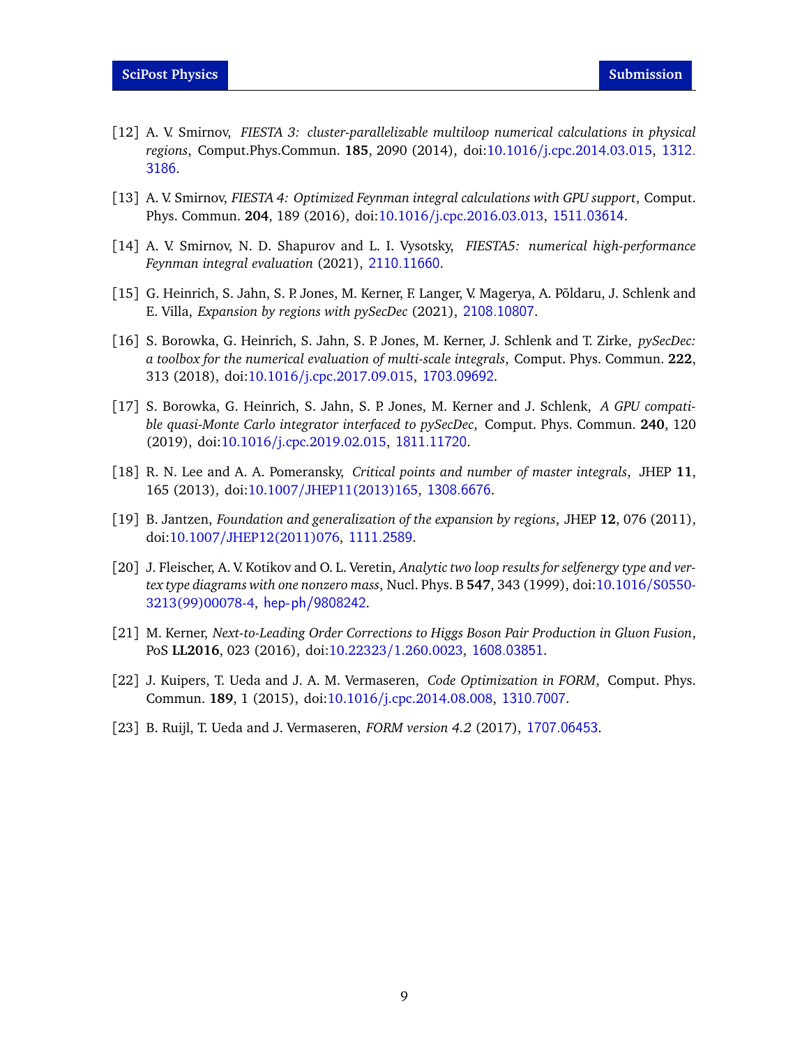[12] A. V. Smirnov, *FIESTA 3: cluster-parallelizable multiloop numerical calculations in physical regions*, Comput.Phys.Commun. **185**, 2090 (2014), doi:10.1016/j.cpc.2014.03.015, 1312.3186.

[13] A. V. Smirnov, *FIESTA 4: Optimized Feynman integral calculations with GPU support*, Comput. Phys. Commun. **204**, 189 (2016), doi:10.1016/j.cpc.2016.03.013, 1511.03614.

[14] A. V. Smirnov, N. D. Shapurov and L. I. Vysotsky, *FIESTA5: numerical high-performance Feynman integral evaluation* (2021), 2110.11660.

[15] G. Heinrich, S. Jahn, S. P. Jones, M. Kerner, F. Langer, V. Magerya, A. Põldaru, J. Schlenk and E. Villa, *Expansion by regions with pySecDec* (2021), 2108.10807.

[16] S. Borowka, G. Heinrich, S. Jahn, S. P. Jones, M. Kerner, J. Schlenk and T. Zirke, *pySecDec: a toolbox for the numerical evaluation of multi-scale integrals*, Comput. Phys. Commun. **222**, 313 (2018), doi:10.1016/j.cpc.2017.09.015, 1703.09692.

[17] S. Borowka, G. Heinrich, S. Jahn, S. P. Jones, M. Kerner and J. Schlenk, *A GPU compatible quasi-Monte Carlo integrator interfaced to pySecDec*, Comput. Phys. Commun. **240**, 120 (2019), doi:10.1016/j.cpc.2019.02.015, 1811.11720.

[18] R. N. Lee and A. A. Pomeransky, *Critical points and number of master integrals*, JHEP **11**, 165 (2013), doi:10.1007/JHEP11(2013)165, 1308.6676.

[19] B. Jantzen, *Foundation and generalization of the expansion by regions*, JHEP **12**, 076 (2011), doi:10.1007/JHEP12(2011)076, 1111.2589.

[20] J. Fleischer, A. V. Kotikov and O. L. Veretin, *Analytic two loop results for selfenergy type and vertex type diagrams with one nonzero mass*, Nucl. Phys. B **547**, 343 (1999), doi:10.1016/S0550-3213(99)00078-4, hep-ph/9808242.

[21] M. Kerner, *Next-to-Leading Order Corrections to Higgs Boson Pair Production in Gluon Fusion*, PoS **LL2016**, 023 (2016), doi:10.22323/1.260.0023, 1608.03851.

[22] J. Kuipers, T. Ueda and J. A. M. Vermaseren, *Code Optimization in FORM*, Comput. Phys. Commun. **189**, 1 (2015), doi:10.1016/j.cpc.2014.08.008, 1310.7007.

[23] B. Ruijl, T. Ueda and J. Vermaseren, *FORM version 4.2* (2017), 1707.06453.